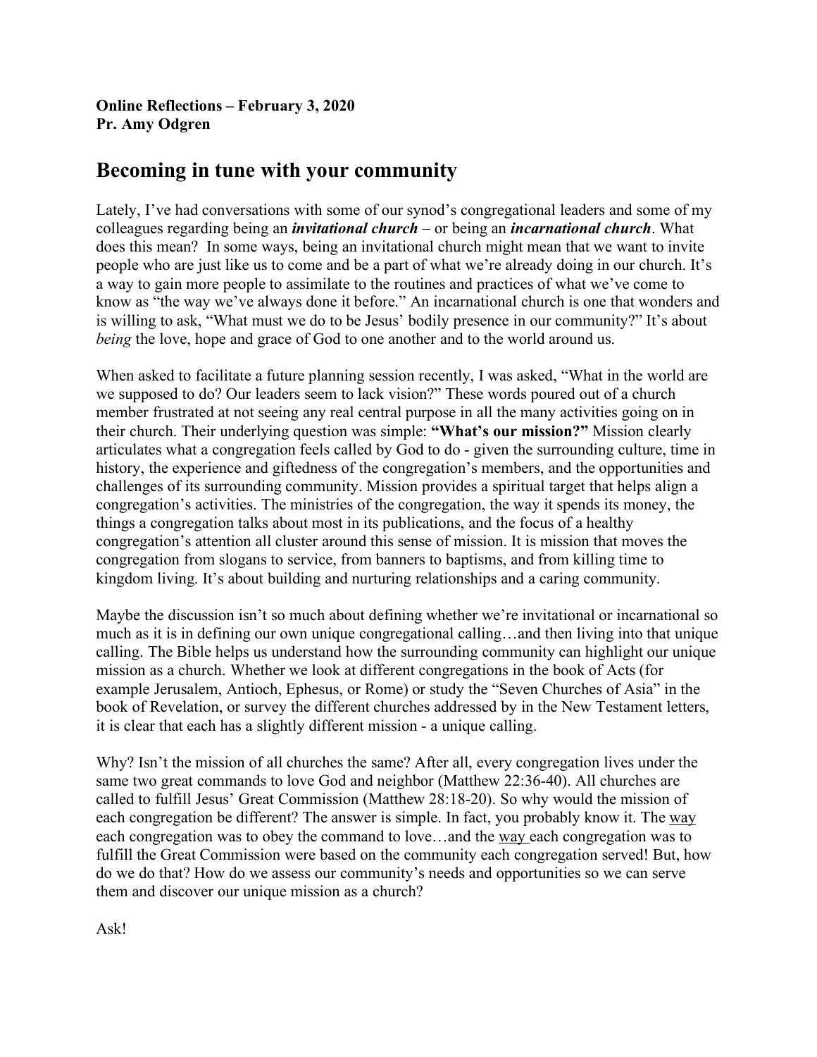**Online Reflections – February 3, 2020**
**Pr. Amy Odgren**

# Becoming in tune with your community

Lately, I've had conversations with some of our synod's congregational leaders and some of my colleagues regarding being an ***invitational church*** – or being an ***incarnational church***. What does this mean? In some ways, being an invitational church might mean that we want to invite people who are just like us to come and be a part of what we're already doing in our church. It's a way to gain more people to assimilate to the routines and practices of what we've come to know as "the way we've always done it before." An incarnational church is one that wonders and is willing to ask, "What must we do to be Jesus' bodily presence in our community?" It's about *being* the love, hope and grace of God to one another and to the world around us.

When asked to facilitate a future planning session recently, I was asked, "What in the world are we supposed to do? Our leaders seem to lack vision?" These words poured out of a church member frustrated at not seeing any real central purpose in all the many activities going on in their church. Their underlying question was simple: **"What's our mission?"** Mission clearly articulates what a congregation feels called by God to do - given the surrounding culture, time in history, the experience and giftedness of the congregation's members, and the opportunities and challenges of its surrounding community. Mission provides a spiritual target that helps align a congregation's activities. The ministries of the congregation, the way it spends its money, the things a congregation talks about most in its publications, and the focus of a healthy congregation's attention all cluster around this sense of mission. It is mission that moves the congregation from slogans to service, from banners to baptisms, and from killing time to kingdom living. It's about building and nurturing relationships and a caring community.

Maybe the discussion isn't so much about defining whether we're invitational or incarnational so much as it is in defining our own unique congregational calling…and then living into that unique calling. The Bible helps us understand how the surrounding community can highlight our unique mission as a church. Whether we look at different congregations in the book of Acts (for example Jerusalem, Antioch, Ephesus, or Rome) or study the "Seven Churches of Asia" in the book of Revelation, or survey the different churches addressed by in the New Testament letters, it is clear that each has a slightly different mission - a unique calling.

Why? Isn't the mission of all churches the same? After all, every congregation lives under the same two great commands to love God and neighbor (Matthew 22:36-40). All churches are called to fulfill Jesus' Great Commission (Matthew 28:18-20). So why would the mission of each congregation be different? The answer is simple. In fact, you probably know it. The <u>way</u> each congregation was to obey the command to love…and the <u>way</u> each congregation was to fulfill the Great Commission were based on the community each congregation served! But, how do we do that? How do we assess our community's needs and opportunities so we can serve them and discover our unique mission as a church?

Ask!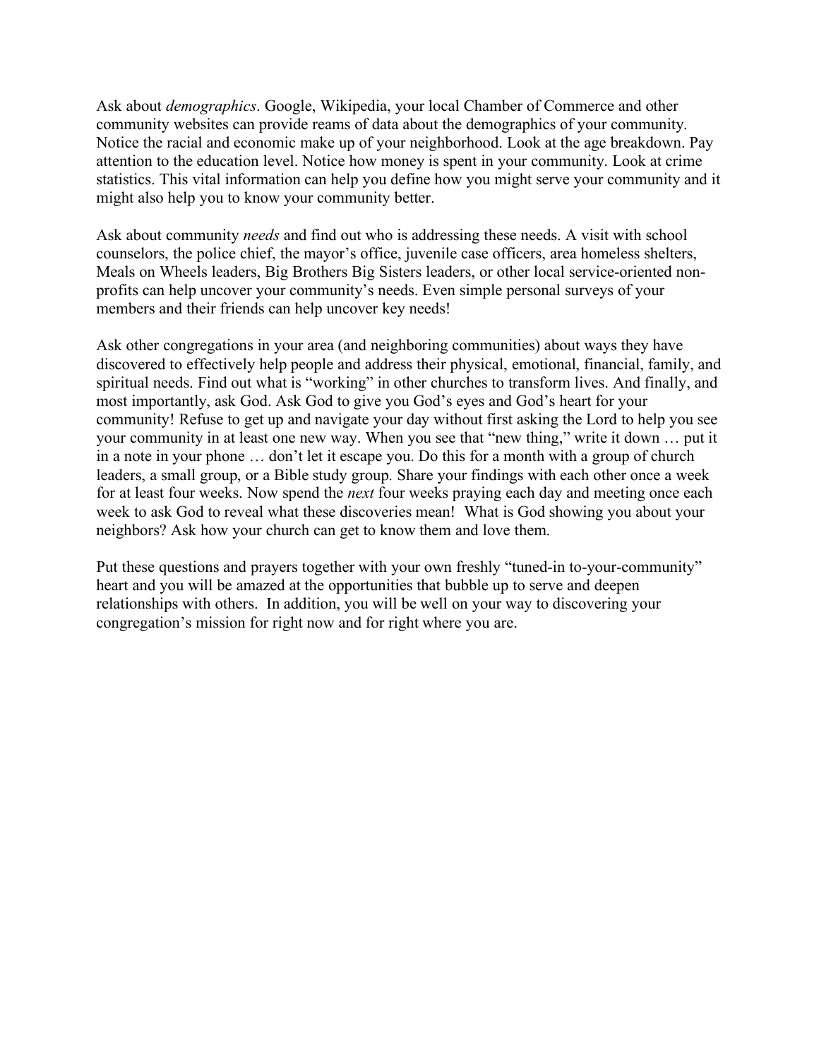Ask about *demographics*. Google, Wikipedia, your local Chamber of Commerce and other community websites can provide reams of data about the demographics of your community. Notice the racial and economic make up of your neighborhood. Look at the age breakdown. Pay attention to the education level. Notice how money is spent in your community. Look at crime statistics. This vital information can help you define how you might serve your community and it might also help you to know your community better.

Ask about community *needs* and find out who is addressing these needs. A visit with school counselors, the police chief, the mayor's office, juvenile case officers, area homeless shelters, Meals on Wheels leaders, Big Brothers Big Sisters leaders, or other local service-oriented non-profits can help uncover your community's needs. Even simple personal surveys of your members and their friends can help uncover key needs!

Ask other congregations in your area (and neighboring communities) about ways they have discovered to effectively help people and address their physical, emotional, financial, family, and spiritual needs. Find out what is "working" in other churches to transform lives. And finally, and most importantly, ask God. Ask God to give you God's eyes and God's heart for your community! Refuse to get up and navigate your day without first asking the Lord to help you see your community in at least one new way. When you see that "new thing," write it down … put it in a note in your phone … don't let it escape you. Do this for a month with a group of church leaders, a small group, or a Bible study group. Share your findings with each other once a week for at least four weeks. Now spend the *next* four weeks praying each day and meeting once each week to ask God to reveal what these discoveries mean! What is God showing you about your neighbors? Ask how your church can get to know them and love them.

Put these questions and prayers together with your own freshly "tuned-in to-your-community" heart and you will be amazed at the opportunities that bubble up to serve and deepen relationships with others. In addition, you will be well on your way to discovering your congregation's mission for right now and for right where you are.